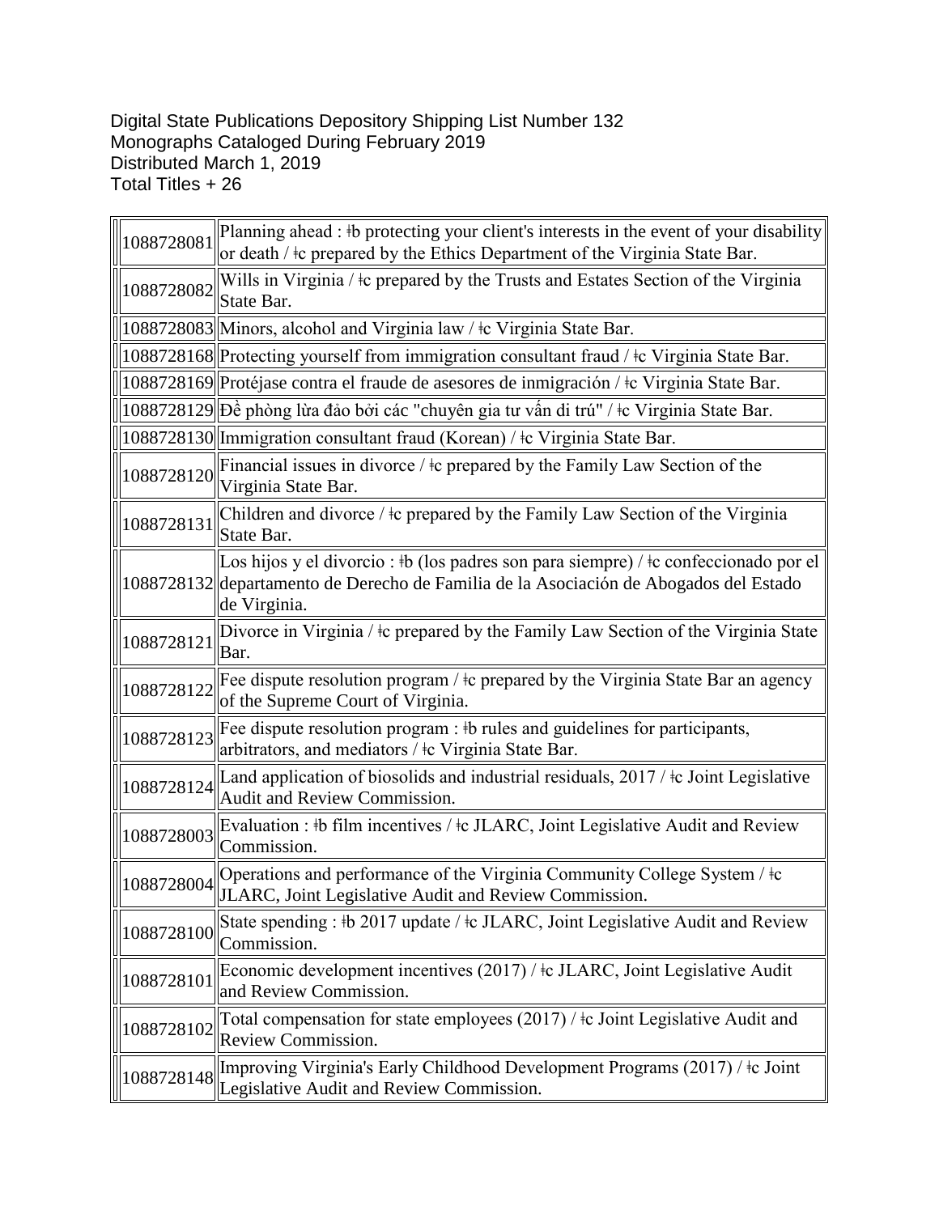Digital State Publications Depository Shipping List Number 132
Monographs Cataloged During February 2019
Distributed March 1, 2019
Total Titles + 26

| | |
|---|---|
| 1088728081 | Planning ahead : ǂb protecting your client's interests in the event of your disability or death / ǂc prepared by the Ethics Department of the Virginia State Bar. |
| 1088728082 | Wills in Virginia / ǂc prepared by the Trusts and Estates Section of the Virginia State Bar. |
| 1088728083 | Minors, alcohol and Virginia law / ǂc Virginia State Bar. |
| 1088728168 | Protecting yourself from immigration consultant fraud / ǂc Virginia State Bar. |
| 1088728169 | Protéjase contra el fraude de asesores de inmigración / ǂc Virginia State Bar. |
| 1088728129 | Đề phòng lừa đảo bởi các "chuyên gia tư vấn di trú" / ǂc Virginia State Bar. |
| 1088728130 | Immigration consultant fraud (Korean) / ǂc Virginia State Bar. |
| 1088728120 | Financial issues in divorce / ǂc prepared by the Family Law Section of the Virginia State Bar. |
| 1088728131 | Children and divorce / ǂc prepared by the Family Law Section of the Virginia State Bar. |
| 1088728132 | Los hijos y el divorcio : ǂb (los padres son para siempre) / ǂc confeccionado por el departamento de Derecho de Familia de la Asociación de Abogados del Estado de Virginia. |
| 1088728121 | Divorce in Virginia / ǂc prepared by the Family Law Section of the Virginia State Bar. |
| 1088728122 | Fee dispute resolution program / ǂc prepared by the Virginia State Bar an agency of the Supreme Court of Virginia. |
| 1088728123 | Fee dispute resolution program : ǂb rules and guidelines for participants, arbitrators, and mediators / ǂc Virginia State Bar. |
| 1088728124 | Land application of biosolids and industrial residuals, 2017 / ǂc Joint Legislative Audit and Review Commission. |
| 1088728003 | Evaluation : ǂb film incentives / ǂc JLARC, Joint Legislative Audit and Review Commission. |
| 1088728004 | Operations and performance of the Virginia Community College System / ǂc JLARC, Joint Legislative Audit and Review Commission. |
| 1088728100 | State spending : ǂb 2017 update / ǂc JLARC, Joint Legislative Audit and Review Commission. |
| 1088728101 | Economic development incentives (2017) / ǂc JLARC, Joint Legislative Audit and Review Commission. |
| 1088728102 | Total compensation for state employees (2017) / ǂc Joint Legislative Audit and Review Commission. |
| 1088728148 | Improving Virginia's Early Childhood Development Programs (2017) / ǂc Joint Legislative Audit and Review Commission. |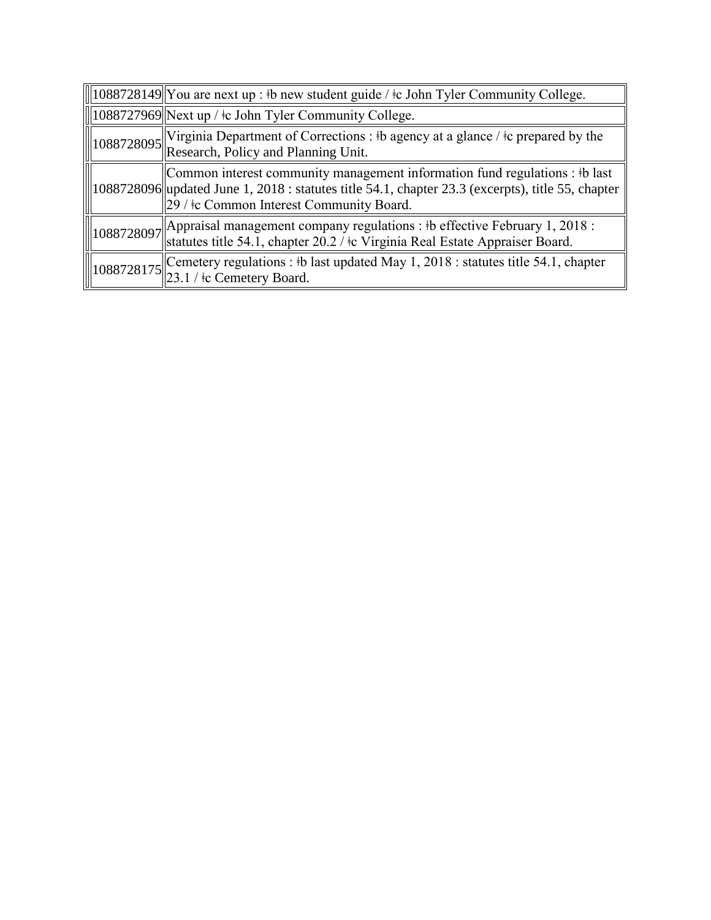| | |
|---|---|
| 1088728149 | You are next up : ǂb new student guide / ǂc John Tyler Community College. |
| 1088727969 | Next up / ǂc John Tyler Community College. |
| 1088728095 | Virginia Department of Corrections : ǂb agency at a glance / ǂc prepared by the Research, Policy and Planning Unit. |
| 1088728096 | Common interest community management information fund regulations : ǂb last updated June 1, 2018 : statutes title 54.1, chapter 23.3 (excerpts), title 55, chapter 29 / ǂc Common Interest Community Board. |
| 1088728097 | Appraisal management company regulations : ǂb effective February 1, 2018 : statutes title 54.1, chapter 20.2 / ǂc Virginia Real Estate Appraiser Board. |
| 1088728175 | Cemetery regulations : ǂb last updated May 1, 2018 : statutes title 54.1, chapter 23.1 / ǂc Cemetery Board. |